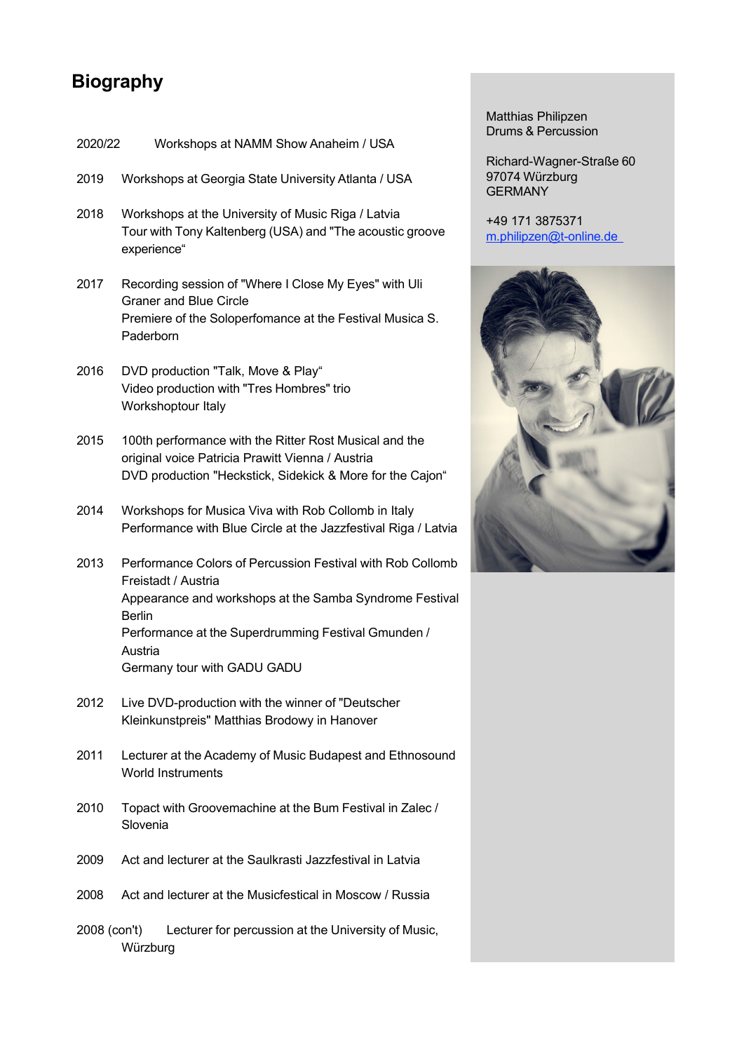# Biography

Matthias Philipzen
Drums & Percussion

Richard-Wagner-Straße 60
97074 Würzburg
GERMANY

+49 171 3875371
m.philipzen@t-online.de

2020/22 Workshops at NAMM Show Anaheim / USA

2019 Workshops at Georgia State University Atlanta / USA

2018 Workshops at the University of Music Riga / Latvia
Tour with Tony Kaltenberg (USA) and "The acoustic groove experience“

2017 Recording session of "Where I Close My Eyes" with Uli Graner and Blue Circle
Premiere of the Soloperfomance at the Festival Musica S. Paderborn

2016 DVD production "Talk, Move & Play“
Video production with "Tres Hombres" trio
Workshoptour Italy

2015 100th performance with the Ritter Rost Musical and the original voice Patricia Prawitt Vienna / Austria
DVD production "Heckstick, Sidekick & More for the Cajon“

2014 Workshops for Musica Viva with Rob Collomb in Italy
Performance with Blue Circle at the Jazzfestival Riga / Latvia

2013 Performance Colors of Percussion Festival with Rob Collomb Freistadt / Austria
Appearance and workshops at the Samba Syndrome Festival Berlin
Performance at the Superdrumming Festival Gmunden / Austria
Germany tour with GADU GADU

2012 Live DVD-production with the winner of "Deutscher Kleinkunstpreis" Matthias Brodowy in Hanover

2011 Lecturer at the Academy of Music Budapest and Ethnosound World Instruments

2010 Topact with Groovemachine at the Bum Festival in Zalec / Slovenia

2009 Act and lecturer at the Saulkrasti Jazzfestival in Latvia

2008 Act and lecturer at the Musicfestical in Moscow / Russia

2008 (con't) Lecturer for percussion at the University of Music, Würzburg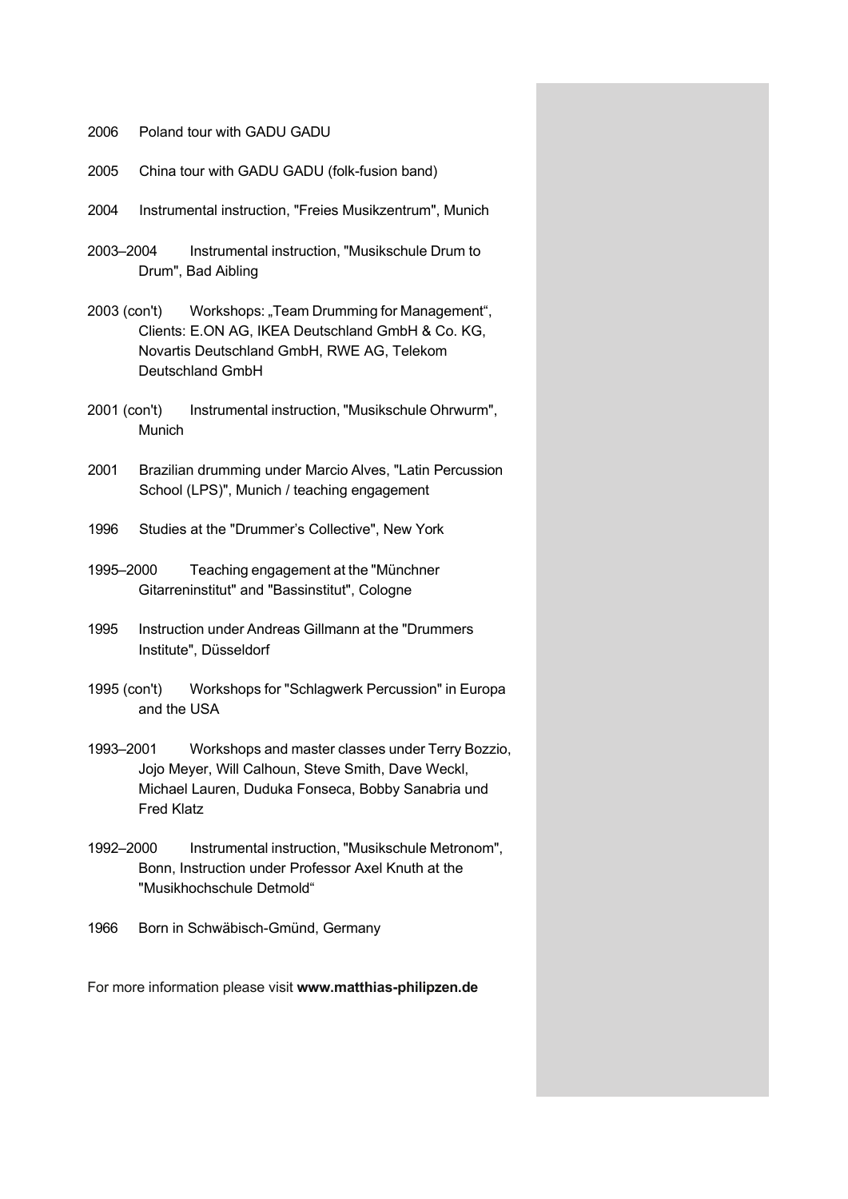2006 Poland tour with GADU GADU

2005 China tour with GADU GADU (folk-fusion band)

2004 Instrumental instruction, "Freies Musikzentrum", Munich

2003–2004 Instrumental instruction, "Musikschule Drum to Drum", Bad Aibling

2003 (con't) Workshops: „Team Drumming for Management“, Clients: E.ON AG, IKEA Deutschland GmbH & Co. KG, Novartis Deutschland GmbH, RWE AG, Telekom Deutschland GmbH

2001 (con't) Instrumental instruction, "Musikschule Ohrwurm", Munich

2001 Brazilian drumming under Marcio Alves, "Latin Percussion School (LPS)", Munich / teaching engagement

1996 Studies at the "Drummer's Collective", New York

1995–2000 Teaching engagement at the "Münchner Gitarreninstitut" and "Bassinstitut", Cologne

1995 Instruction under Andreas Gillmann at the "Drummers Institute", Düsseldorf

1995 (con't) Workshops for "Schlagwerk Percussion" in Europa and the USA

1993–2001 Workshops and master classes under Terry Bozzio, Jojo Meyer, Will Calhoun, Steve Smith, Dave Weckl, Michael Lauren, Duduka Fonseca, Bobby Sanabria und Fred Klatz

1992–2000 Instrumental instruction, "Musikschule Metronom", Bonn, Instruction under Professor Axel Knuth at the "Musikhochschule Detmold“

1966 Born in Schwäbisch-Gmünd, Germany

For more information please visit **www.matthias-philipzen.de**